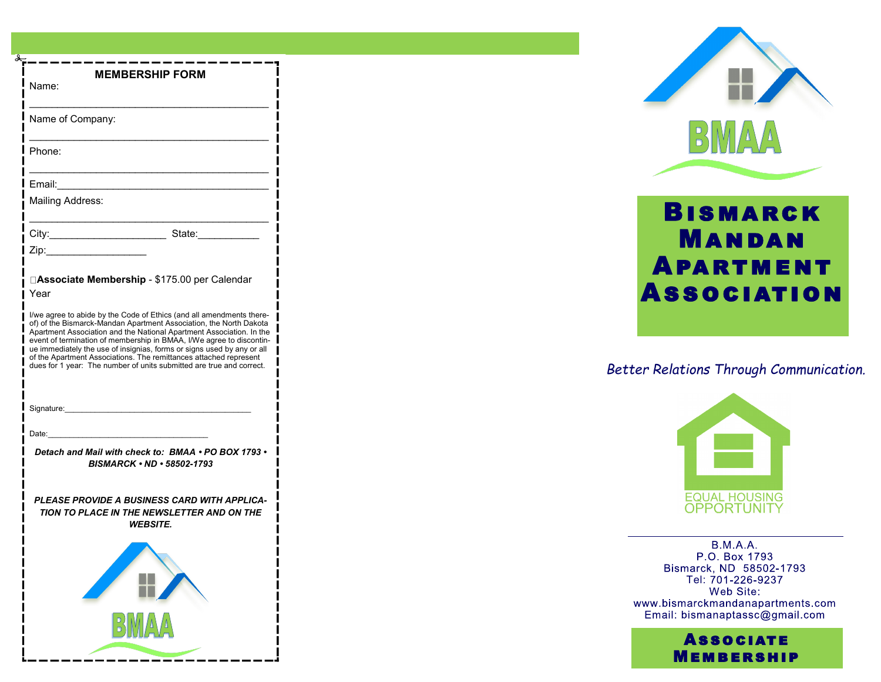## MEMBERSHIP FORM

Name:

____________________________________________

Name of Company:

____________________________________________

Phone:

____________________________________________

Email:______________________________________

Mailing Address:

____________________________________________

City:_____________________ State:___________

Zip:__________________

☐**Associate Membership** - $175.00 per Calendar Year

I/we agree to abide by the Code of Ethics (and all amendments thereof) of the Bismarck-Mandan Apartment Association, the North Dakota Apartment Association and the National Apartment Association. In the event of termination of membership in BMAA, I/We agree to discontinue immediately the use of insignias, forms or signs used by any or all of the Apartment Associations. The remittances attached represent dues for 1 year: The number of units submitted are true and correct.

Signature:__________________________________________

Date:___________________________________

***Detach and Mail with check to: BMAA • PO BOX 1793 • BISMARCK • ND • 58502-1793***

***PLEASE PROVIDE A BUSINESS CARD WITH APPLICATION TO PLACE IN THE NEWSLETTER AND ON THE WEBSITE.***

BMAA

BMAA

# Bismarck Mandan Apartment Association

*Better Relations Through Communication.*

EQUAL HOUSING OPPORTUNITY

B.M.A.A.
P.O. Box 1793
Bismarck, ND 58502-1793
Tel: 701-226-9237
Web Site:
www.bismarckmandanapartments.com
Email: bismanaptassc@gmail.com

## Associate Membership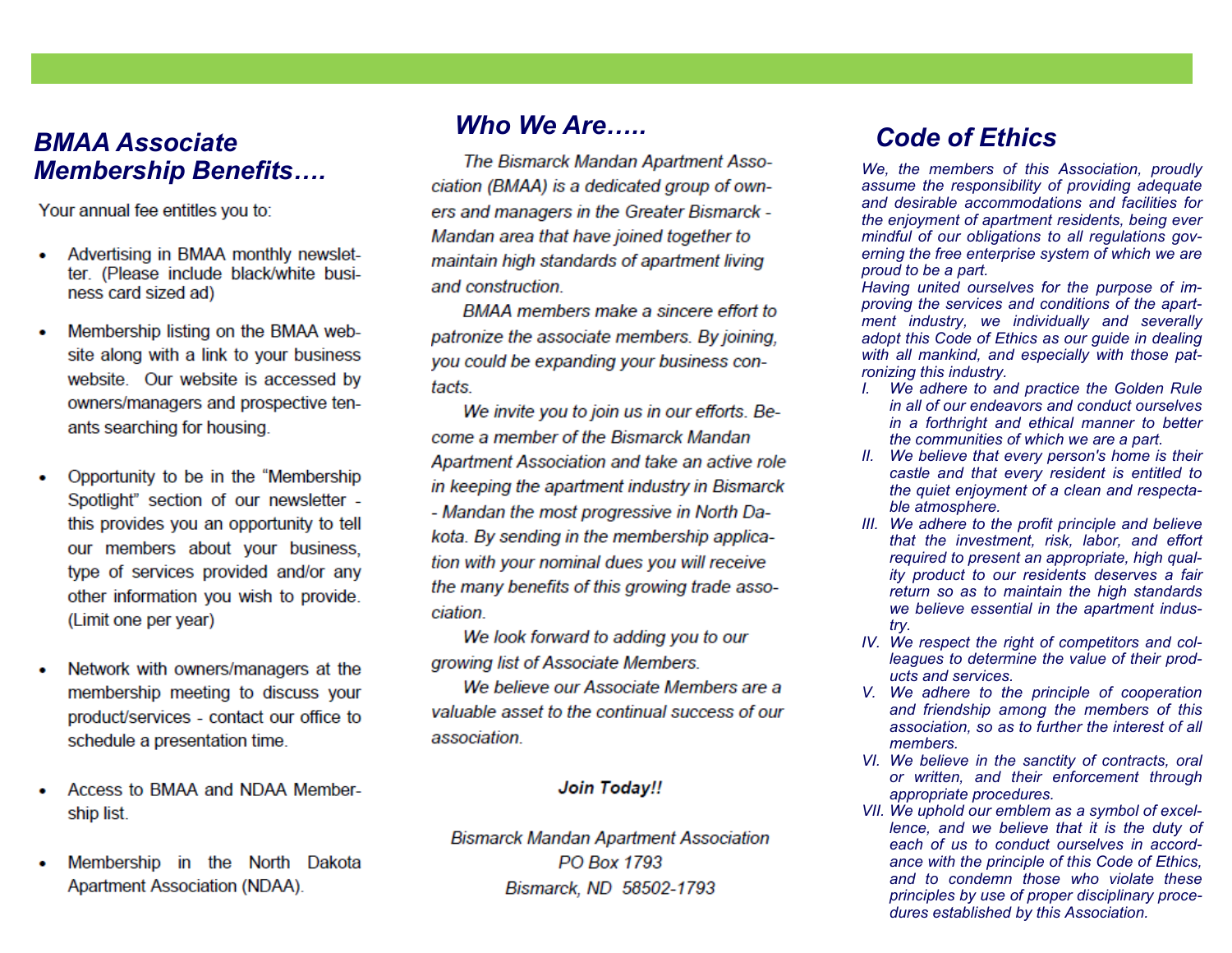## *BMAA Associate Membership Benefits….*

Your annual fee entitles you to:

- Advertising in BMAA monthly newsletter. (Please include black/white business card sized ad)
- Membership listing on the BMAA website along with a link to your business website. Our website is accessed by owners/managers and prospective tenants searching for housing.
- Opportunity to be in the "Membership Spotlight" section of our newsletter - this provides you an opportunity to tell our members about your business, type of services provided and/or any other information you wish to provide. (Limit one per year)
- Network with owners/managers at the membership meeting to discuss your product/services - contact our office to schedule a presentation time.
- Access to BMAA and NDAA Membership list.
- Membership in the North Dakota Apartment Association (NDAA).

## *Who We Are…..*

*The Bismarck Mandan Apartment Association (BMAA) is a dedicated group of owners and managers in the Greater Bismarck - Mandan area that have joined together to maintain high standards of apartment living and construction.*

*BMAA members make a sincere effort to patronize the associate members. By joining, you could be expanding your business contacts.*

*We invite you to join us in our efforts. Become a member of the Bismarck Mandan Apartment Association and take an active role in keeping the apartment industry in Bismarck - Mandan the most progressive in North Dakota. By sending in the membership application with your nominal dues you will receive the many benefits of this growing trade association.*

*We look forward to adding you to our growing list of Associate Members.*

*We believe our Associate Members are a valuable asset to the continual success of our association.*

***Join Today!!***

*Bismarck Mandan Apartment Association*
*PO Box 1793*
*Bismarck, ND 58502-1793*

## *Code of Ethics*

*We, the members of this Association, proudly assume the responsibility of providing adequate and desirable accommodations and facilities for the enjoyment of apartment residents, being ever mindful of our obligations to all regulations governing the free enterprise system of which we are proud to be a part.*

*Having united ourselves for the purpose of improving the services and conditions of the apartment industry, we individually and severally adopt this Code of Ethics as our guide in dealing with all mankind, and especially with those patronizing this industry.*

- *I. We adhere to and practice the Golden Rule in all of our endeavors and conduct ourselves in a forthright and ethical manner to better the communities of which we are a part.*
- *II. We believe that every person's home is their castle and that every resident is entitled to the quiet enjoyment of a clean and respectable atmosphere.*
- *III. We adhere to the profit principle and believe that the investment, risk, labor, and effort required to present an appropriate, high quality product to our residents deserves a fair return so as to maintain the high standards we believe essential in the apartment industry.*
- *IV. We respect the right of competitors and colleagues to determine the value of their products and services.*
- *V. We adhere to the principle of cooperation and friendship among the members of this association, so as to further the interest of all members.*
- *VI. We believe in the sanctity of contracts, oral or written, and their enforcement through appropriate procedures.*
- *VII. We uphold our emblem as a symbol of excellence, and we believe that it is the duty of each of us to conduct ourselves in accordance with the principle of this Code of Ethics, and to condemn those who violate these principles by use of proper disciplinary procedures established by this Association.*